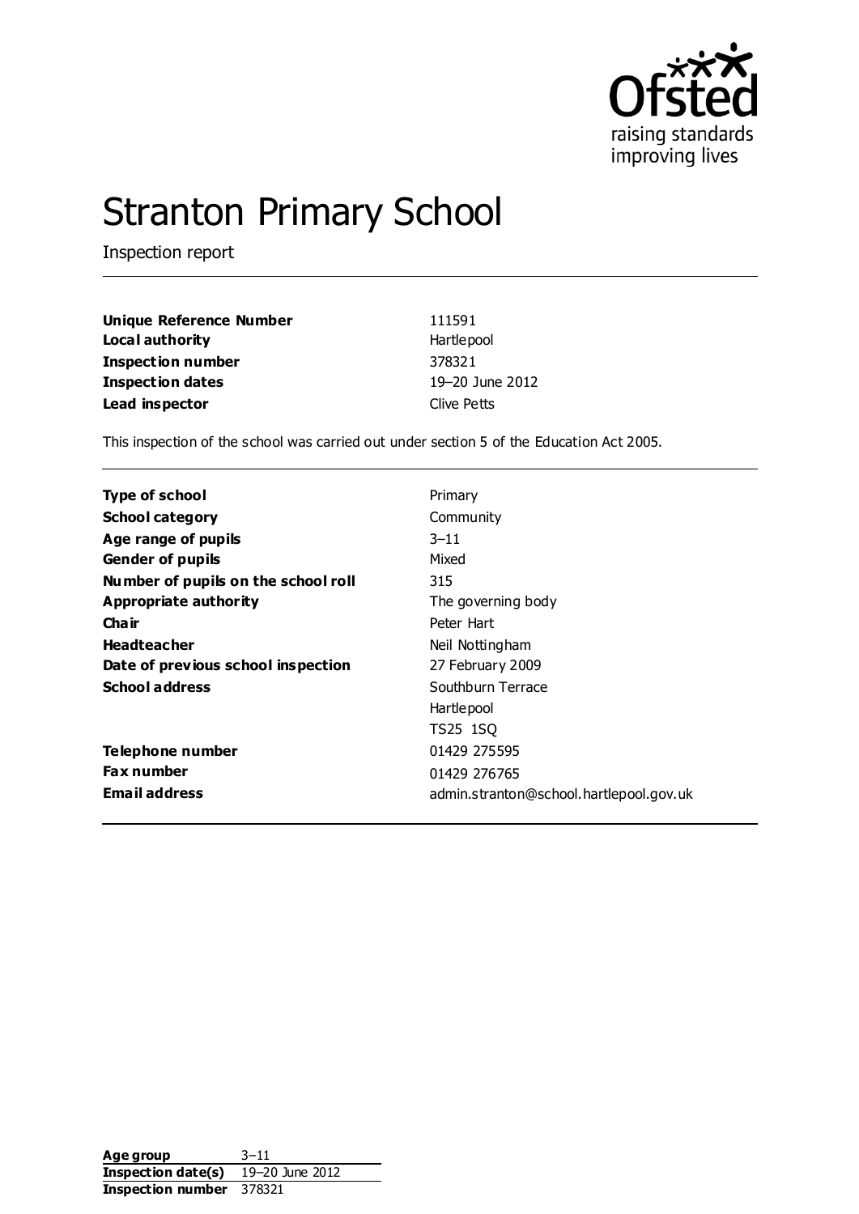# Stranton Primary School

Inspection report

| | |
|---|---|
| **Unique Reference Number** | 111591 |
| **Local authority** | Hartlepool |
| **Inspection number** | 378321 |
| **Inspection dates** | 19–20 June 2012 |
| **Lead inspector** | Clive Petts |

This inspection of the school was carried out under section 5 of the Education Act 2005.

| | |
|---|---|
| **Type of school** | Primary |
| **School category** | Community |
| **Age range of pupils** | 3–11 |
| **Gender of pupils** | Mixed |
| **Number of pupils on the school roll** | 315 |
| **Appropriate authority** | The governing body |
| **Chair** | Peter Hart |
| **Headteacher** | Neil Nottingham |
| **Date of previous school inspection** | 27 February 2009 |
| **School address** | Southburn Terrace<br>Hartlepool<br>TS25 1SQ |
| **Telephone number** | 01429 275595 |
| **Fax number** | 01429 276765 |
| **Email address** | admin.stranton@school.hartlepool.gov.uk |

| | |
|---|---|
| **Age group** | 3–11 |
| **Inspection date(s)** | 19–20 June 2012 |
| **Inspection number** | 378321 |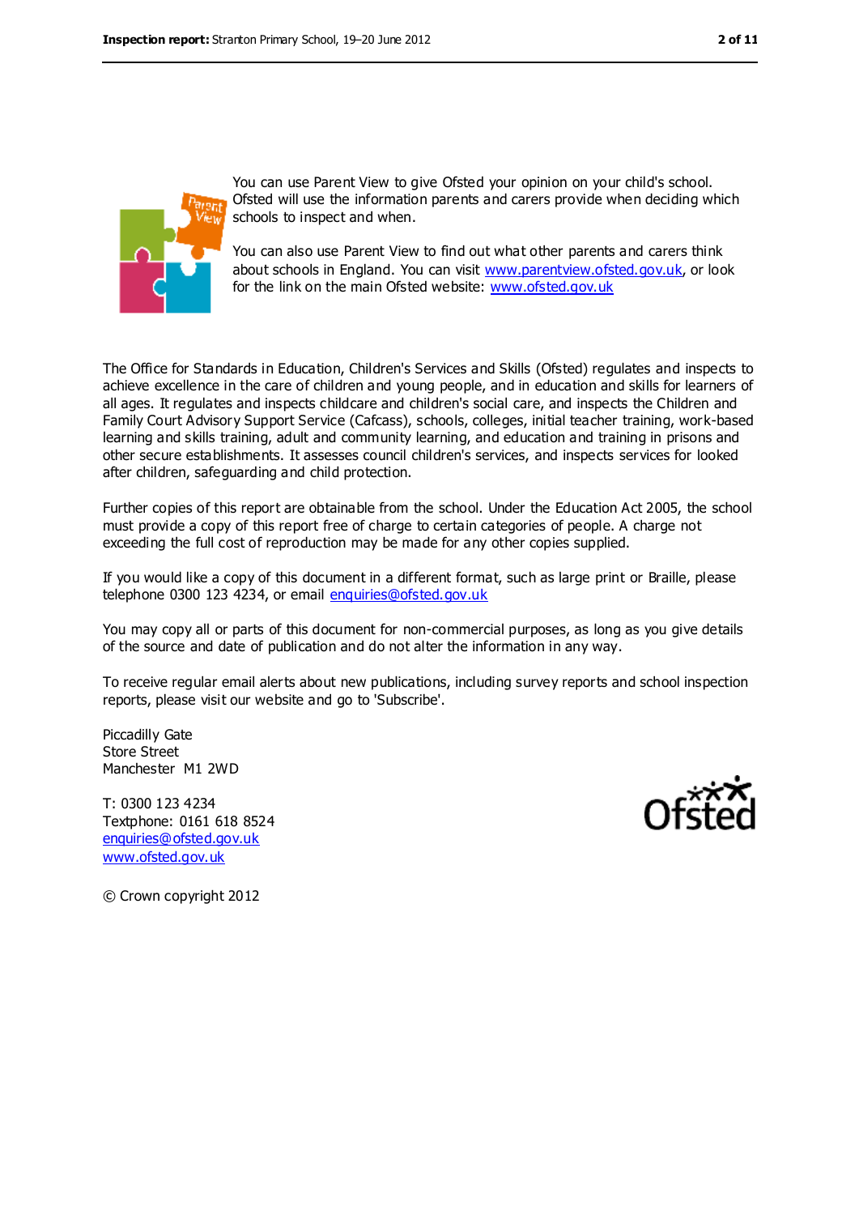You can use Parent View to give Ofsted your opinion on your child's school. Ofsted will use the information parents and carers provide when deciding which schools to inspect and when.

You can also use Parent View to find out what other parents and carers think about schools in England. You can visit www.parentview.ofsted.gov.uk, or look for the link on the main Ofsted website: www.ofsted.gov.uk

The Office for Standards in Education, Children's Services and Skills (Ofsted) regulates and inspects to achieve excellence in the care of children and young people, and in education and skills for learners of all ages. It regulates and inspects childcare and children's social care, and inspects the Children and Family Court Advisory Support Service (Cafcass), schools, colleges, initial teacher training, work-based learning and skills training, adult and community learning, and education and training in prisons and other secure establishments. It assesses council children's services, and inspects services for looked after children, safeguarding and child protection.

Further copies of this report are obtainable from the school. Under the Education Act 2005, the school must provide a copy of this report free of charge to certain categories of people. A charge not exceeding the full cost of reproduction may be made for any other copies supplied.

If you would like a copy of this document in a different format, such as large print or Braille, please telephone 0300 123 4234, or email enquiries@ofsted.gov.uk

You may copy all or parts of this document for non-commercial purposes, as long as you give details of the source and date of publication and do not alter the information in any way.

To receive regular email alerts about new publications, including survey reports and school inspection reports, please visit our website and go to 'Subscribe'.

Piccadilly Gate
Store Street
Manchester M1 2WD

T: 0300 123 4234
Textphone: 0161 618 8524
enquiries@ofsted.gov.uk
www.ofsted.gov.uk

© Crown copyright 2012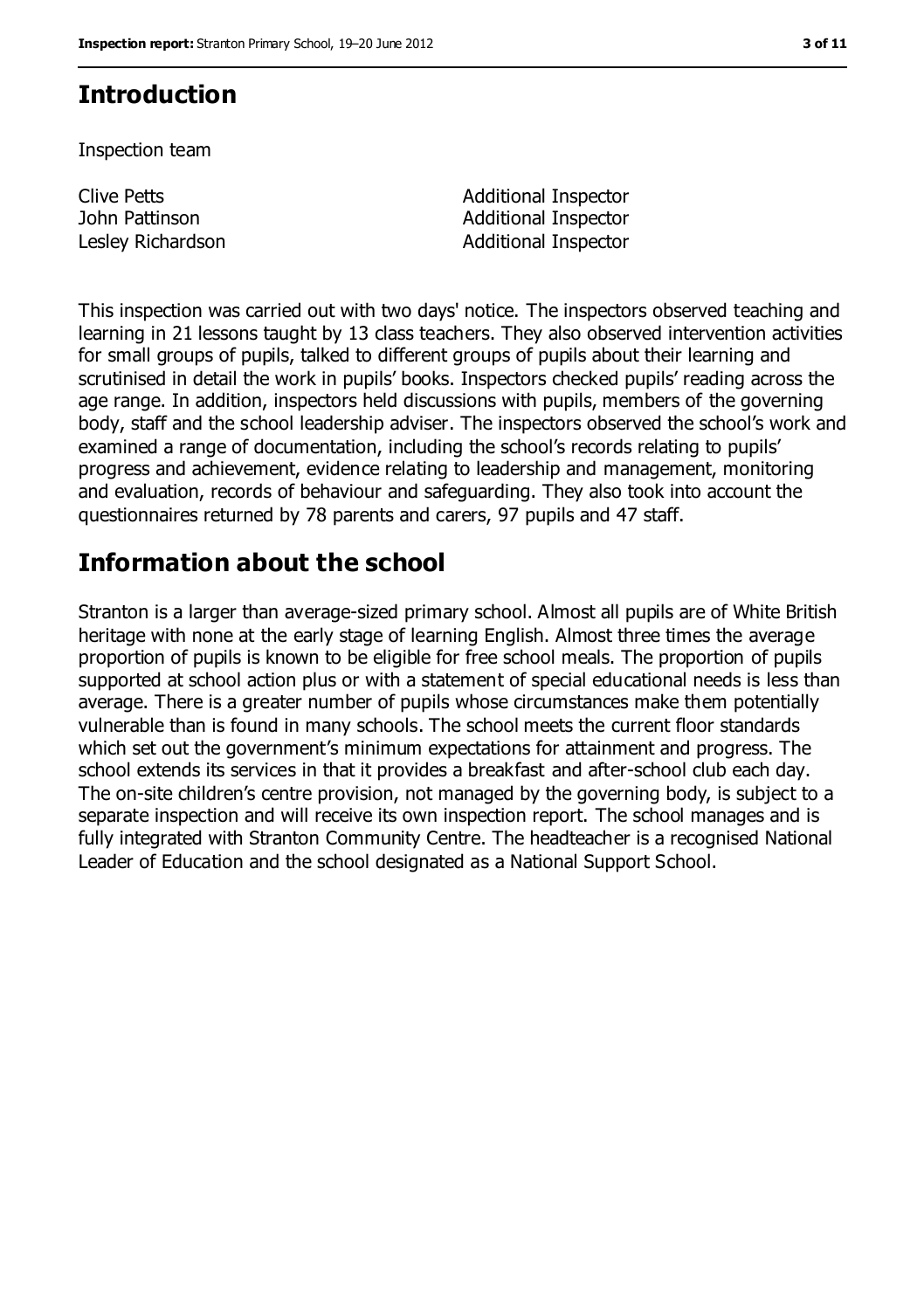## Introduction

Inspection team

| | |
|---|---|
| Clive Petts | Additional Inspector |
| John Pattinson | Additional Inspector |
| Lesley Richardson | Additional Inspector |

This inspection was carried out with two days' notice. The inspectors observed teaching and learning in 21 lessons taught by 13 class teachers. They also observed intervention activities for small groups of pupils, talked to different groups of pupils about their learning and scrutinised in detail the work in pupils' books. Inspectors checked pupils' reading across the age range. In addition, inspectors held discussions with pupils, members of the governing body, staff and the school leadership adviser. The inspectors observed the school's work and examined a range of documentation, including the school's records relating to pupils' progress and achievement, evidence relating to leadership and management, monitoring and evaluation, records of behaviour and safeguarding. They also took into account the questionnaires returned by 78 parents and carers, 97 pupils and 47 staff.

## Information about the school

Stranton is a larger than average-sized primary school. Almost all pupils are of White British heritage with none at the early stage of learning English. Almost three times the average proportion of pupils is known to be eligible for free school meals. The proportion of pupils supported at school action plus or with a statement of special educational needs is less than average. There is a greater number of pupils whose circumstances make them potentially vulnerable than is found in many schools. The school meets the current floor standards which set out the government's minimum expectations for attainment and progress. The school extends its services in that it provides a breakfast and after-school club each day. The on-site children's centre provision, not managed by the governing body, is subject to a separate inspection and will receive its own inspection report. The school manages and is fully integrated with Stranton Community Centre. The headteacher is a recognised National Leader of Education and the school designated as a National Support School.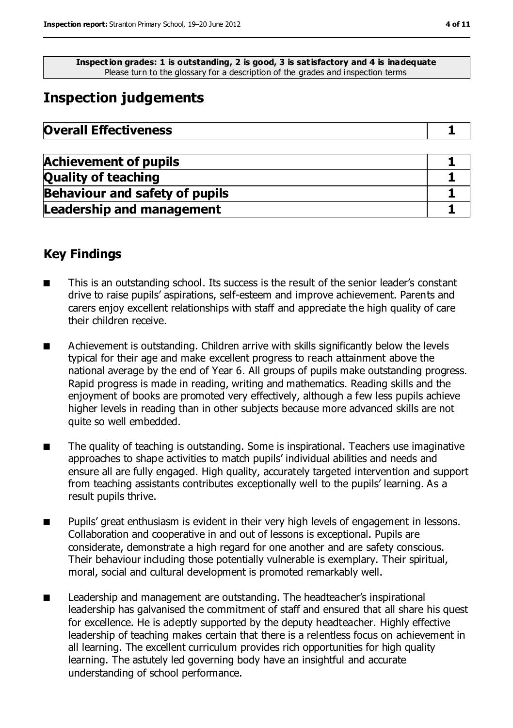**Inspection grades: 1 is outstanding, 2 is good, 3 is satisfactory and 4 is inadequate**
Please turn to the glossary for a description of the grades and inspection terms

# Inspection judgements

| **Overall Effectiveness** | **1** |
|---|---|

| **Achievement of pupils** | **1** |
|---|---|
| **Quality of teaching** | **1** |
| **Behaviour and safety of pupils** | **1** |
| **Leadership and management** | **1** |

## Key Findings

- This is an outstanding school. Its success is the result of the senior leader's constant drive to raise pupils' aspirations, self-esteem and improve achievement. Parents and carers enjoy excellent relationships with staff and appreciate the high quality of care their children receive.
- Achievement is outstanding. Children arrive with skills significantly below the levels typical for their age and make excellent progress to reach attainment above the national average by the end of Year 6. All groups of pupils make outstanding progress. Rapid progress is made in reading, writing and mathematics. Reading skills and the enjoyment of books are promoted very effectively, although a few less pupils achieve higher levels in reading than in other subjects because more advanced skills are not quite so well embedded.
- The quality of teaching is outstanding. Some is inspirational. Teachers use imaginative approaches to shape activities to match pupils' individual abilities and needs and ensure all are fully engaged. High quality, accurately targeted intervention and support from teaching assistants contributes exceptionally well to the pupils' learning. As a result pupils thrive.
- Pupils' great enthusiasm is evident in their very high levels of engagement in lessons. Collaboration and cooperative in and out of lessons is exceptional. Pupils are considerate, demonstrate a high regard for one another and are safety conscious. Their behaviour including those potentially vulnerable is exemplary. Their spiritual, moral, social and cultural development is promoted remarkably well.
- Leadership and management are outstanding. The headteacher's inspirational leadership has galvanised the commitment of staff and ensured that all share his quest for excellence. He is adeptly supported by the deputy headteacher. Highly effective leadership of teaching makes certain that there is a relentless focus on achievement in all learning. The excellent curriculum provides rich opportunities for high quality learning. The astutely led governing body have an insightful and accurate understanding of school performance.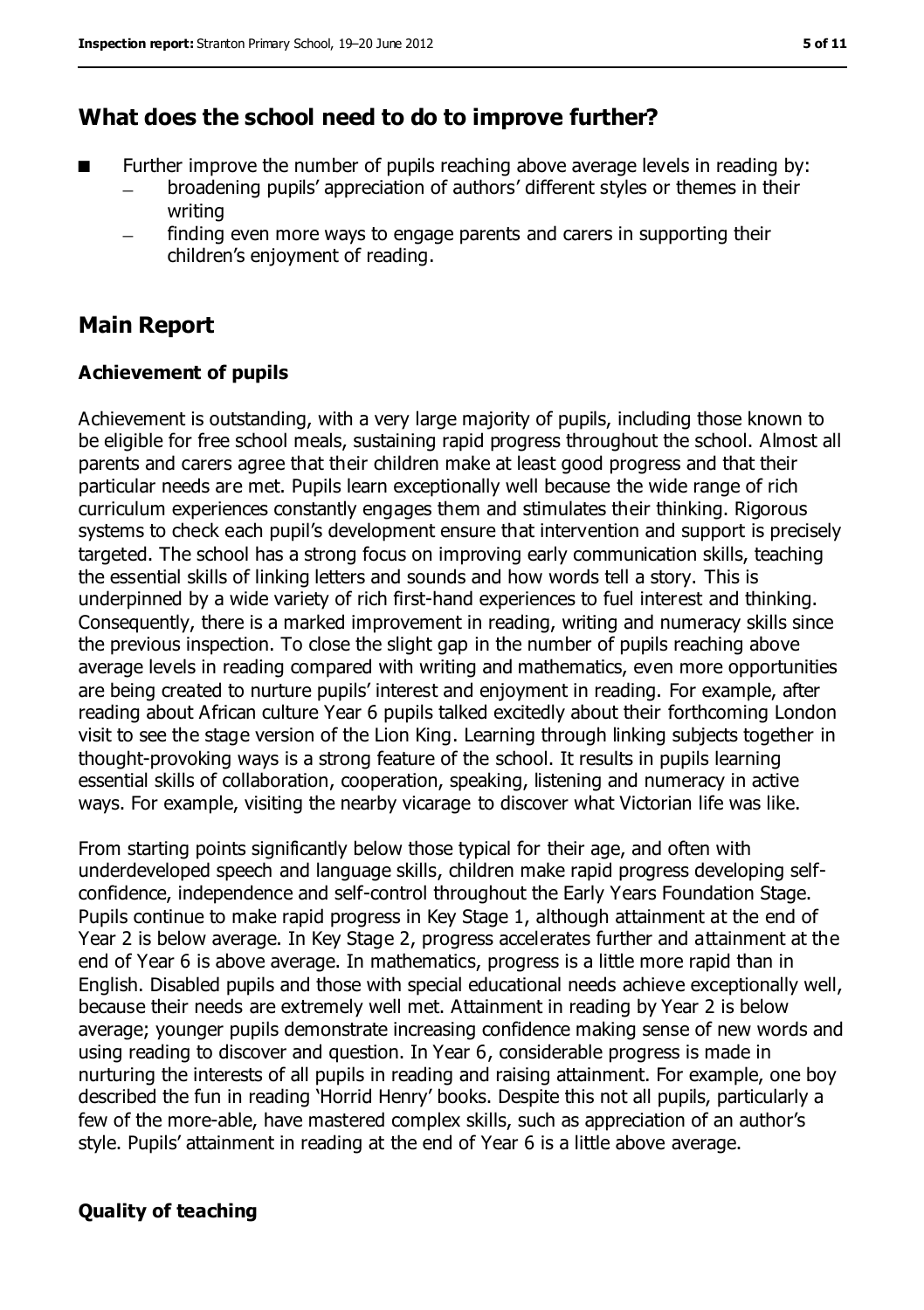## What does the school need to do to improve further?

- Further improve the number of pupils reaching above average levels in reading by:
  - broadening pupils' appreciation of authors' different styles or themes in their writing
  - finding even more ways to engage parents and carers in supporting their children's enjoyment of reading.

## Main Report

### Achievement of pupils

Achievement is outstanding, with a very large majority of pupils, including those known to be eligible for free school meals, sustaining rapid progress throughout the school. Almost all parents and carers agree that their children make at least good progress and that their particular needs are met. Pupils learn exceptionally well because the wide range of rich curriculum experiences constantly engages them and stimulates their thinking. Rigorous systems to check each pupil's development ensure that intervention and support is precisely targeted. The school has a strong focus on improving early communication skills, teaching the essential skills of linking letters and sounds and how words tell a story. This is underpinned by a wide variety of rich first-hand experiences to fuel interest and thinking. Consequently, there is a marked improvement in reading, writing and numeracy skills since the previous inspection. To close the slight gap in the number of pupils reaching above average levels in reading compared with writing and mathematics, even more opportunities are being created to nurture pupils' interest and enjoyment in reading. For example, after reading about African culture Year 6 pupils talked excitedly about their forthcoming London visit to see the stage version of the Lion King. Learning through linking subjects together in thought-provoking ways is a strong feature of the school. It results in pupils learning essential skills of collaboration, cooperation, speaking, listening and numeracy in active ways. For example, visiting the nearby vicarage to discover what Victorian life was like.

From starting points significantly below those typical for their age, and often with underdeveloped speech and language skills, children make rapid progress developing self-confidence, independence and self-control throughout the Early Years Foundation Stage. Pupils continue to make rapid progress in Key Stage 1, although attainment at the end of Year 2 is below average. In Key Stage 2, progress accelerates further and attainment at the end of Year 6 is above average. In mathematics, progress is a little more rapid than in English. Disabled pupils and those with special educational needs achieve exceptionally well, because their needs are extremely well met. Attainment in reading by Year 2 is below average; younger pupils demonstrate increasing confidence making sense of new words and using reading to discover and question. In Year 6, considerable progress is made in nurturing the interests of all pupils in reading and raising attainment. For example, one boy described the fun in reading 'Horrid Henry' books. Despite this not all pupils, particularly a few of the more-able, have mastered complex skills, such as appreciation of an author's style. Pupils' attainment in reading at the end of Year 6 is a little above average.

### Quality of teaching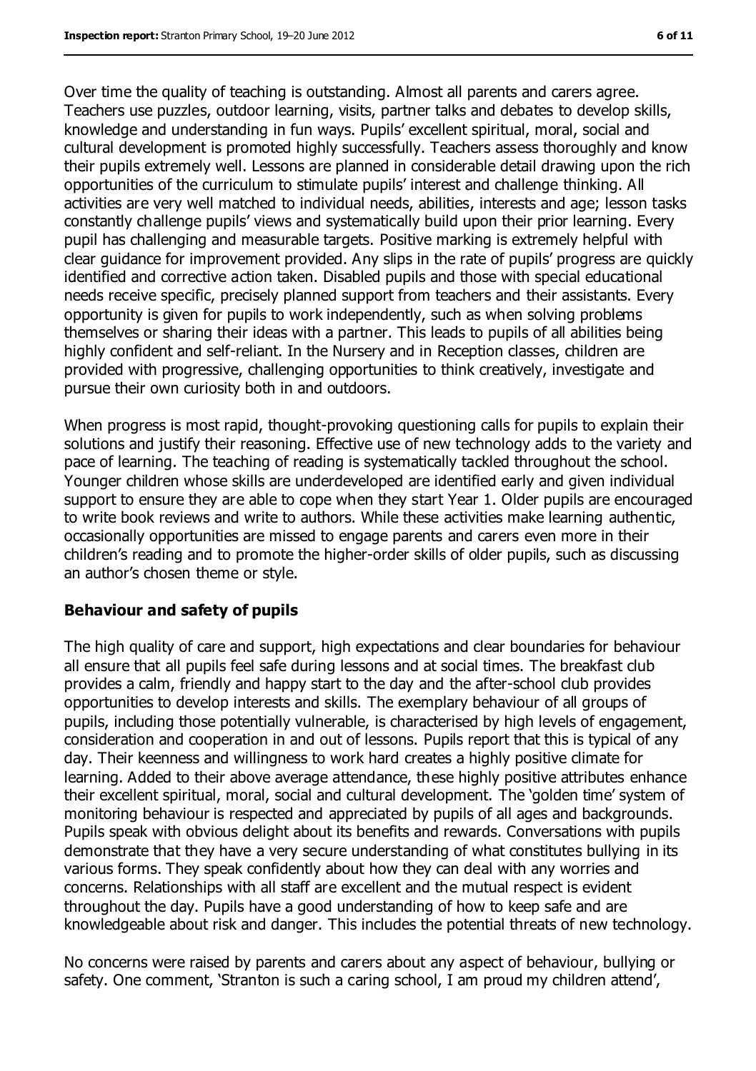Over time the quality of teaching is outstanding. Almost all parents and carers agree. Teachers use puzzles, outdoor learning, visits, partner talks and debates to develop skills, knowledge and understanding in fun ways. Pupils' excellent spiritual, moral, social and cultural development is promoted highly successfully. Teachers assess thoroughly and know their pupils extremely well. Lessons are planned in considerable detail drawing upon the rich opportunities of the curriculum to stimulate pupils' interest and challenge thinking. All activities are very well matched to individual needs, abilities, interests and age; lesson tasks constantly challenge pupils' views and systematically build upon their prior learning. Every pupil has challenging and measurable targets. Positive marking is extremely helpful with clear guidance for improvement provided. Any slips in the rate of pupils' progress are quickly identified and corrective action taken. Disabled pupils and those with special educational needs receive specific, precisely planned support from teachers and their assistants. Every opportunity is given for pupils to work independently, such as when solving problems themselves or sharing their ideas with a partner. This leads to pupils of all abilities being highly confident and self-reliant. In the Nursery and in Reception classes, children are provided with progressive, challenging opportunities to think creatively, investigate and pursue their own curiosity both in and outdoors.

When progress is most rapid, thought-provoking questioning calls for pupils to explain their solutions and justify their reasoning. Effective use of new technology adds to the variety and pace of learning. The teaching of reading is systematically tackled throughout the school. Younger children whose skills are underdeveloped are identified early and given individual support to ensure they are able to cope when they start Year 1. Older pupils are encouraged to write book reviews and write to authors. While these activities make learning authentic, occasionally opportunities are missed to engage parents and carers even more in their children's reading and to promote the higher-order skills of older pupils, such as discussing an author's chosen theme or style.

## Behaviour and safety of pupils

The high quality of care and support, high expectations and clear boundaries for behaviour all ensure that all pupils feel safe during lessons and at social times. The breakfast club provides a calm, friendly and happy start to the day and the after-school club provides opportunities to develop interests and skills. The exemplary behaviour of all groups of pupils, including those potentially vulnerable, is characterised by high levels of engagement, consideration and cooperation in and out of lessons. Pupils report that this is typical of any day. Their keenness and willingness to work hard creates a highly positive climate for learning. Added to their above average attendance, these highly positive attributes enhance their excellent spiritual, moral, social and cultural development. The 'golden time' system of monitoring behaviour is respected and appreciated by pupils of all ages and backgrounds. Pupils speak with obvious delight about its benefits and rewards. Conversations with pupils demonstrate that they have a very secure understanding of what constitutes bullying in its various forms. They speak confidently about how they can deal with any worries and concerns. Relationships with all staff are excellent and the mutual respect is evident throughout the day. Pupils have a good understanding of how to keep safe and are knowledgeable about risk and danger. This includes the potential threats of new technology.

No concerns were raised by parents and carers about any aspect of behaviour, bullying or safety. One comment, 'Stranton is such a caring school, I am proud my children attend',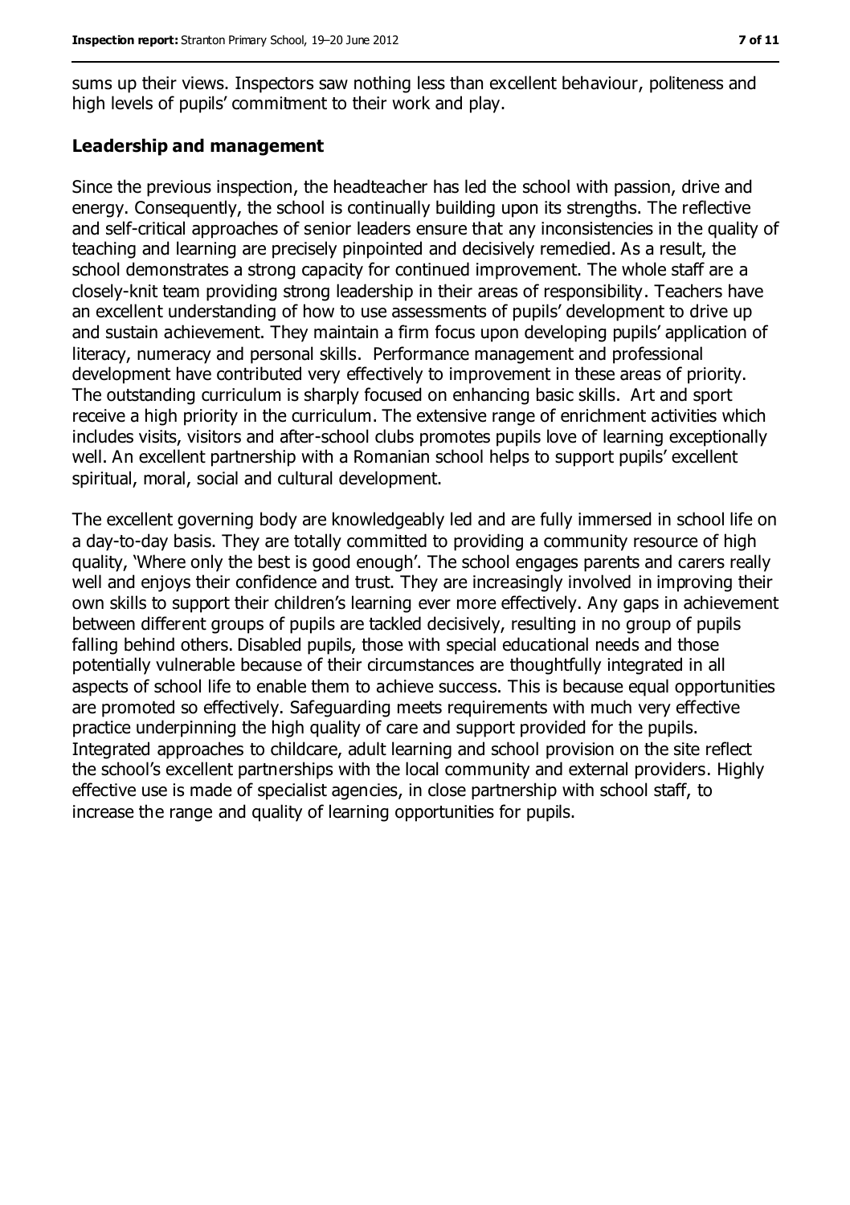sums up their views. Inspectors saw nothing less than excellent behaviour, politeness and high levels of pupils' commitment to their work and play.

### Leadership and management

Since the previous inspection, the headteacher has led the school with passion, drive and energy. Consequently, the school is continually building upon its strengths. The reflective and self-critical approaches of senior leaders ensure that any inconsistencies in the quality of teaching and learning are precisely pinpointed and decisively remedied. As a result, the school demonstrates a strong capacity for continued improvement. The whole staff are a closely-knit team providing strong leadership in their areas of responsibility. Teachers have an excellent understanding of how to use assessments of pupils' development to drive up and sustain achievement. They maintain a firm focus upon developing pupils' application of literacy, numeracy and personal skills. Performance management and professional development have contributed very effectively to improvement in these areas of priority. The outstanding curriculum is sharply focused on enhancing basic skills. Art and sport receive a high priority in the curriculum. The extensive range of enrichment activities which includes visits, visitors and after-school clubs promotes pupils love of learning exceptionally well. An excellent partnership with a Romanian school helps to support pupils' excellent spiritual, moral, social and cultural development.

The excellent governing body are knowledgeably led and are fully immersed in school life on a day-to-day basis. They are totally committed to providing a community resource of high quality, 'Where only the best is good enough'. The school engages parents and carers really well and enjoys their confidence and trust. They are increasingly involved in improving their own skills to support their children's learning ever more effectively. Any gaps in achievement between different groups of pupils are tackled decisively, resulting in no group of pupils falling behind others. Disabled pupils, those with special educational needs and those potentially vulnerable because of their circumstances are thoughtfully integrated in all aspects of school life to enable them to achieve success. This is because equal opportunities are promoted so effectively. Safeguarding meets requirements with much very effective practice underpinning the high quality of care and support provided for the pupils. Integrated approaches to childcare, adult learning and school provision on the site reflect the school's excellent partnerships with the local community and external providers. Highly effective use is made of specialist agencies, in close partnership with school staff, to increase the range and quality of learning opportunities for pupils.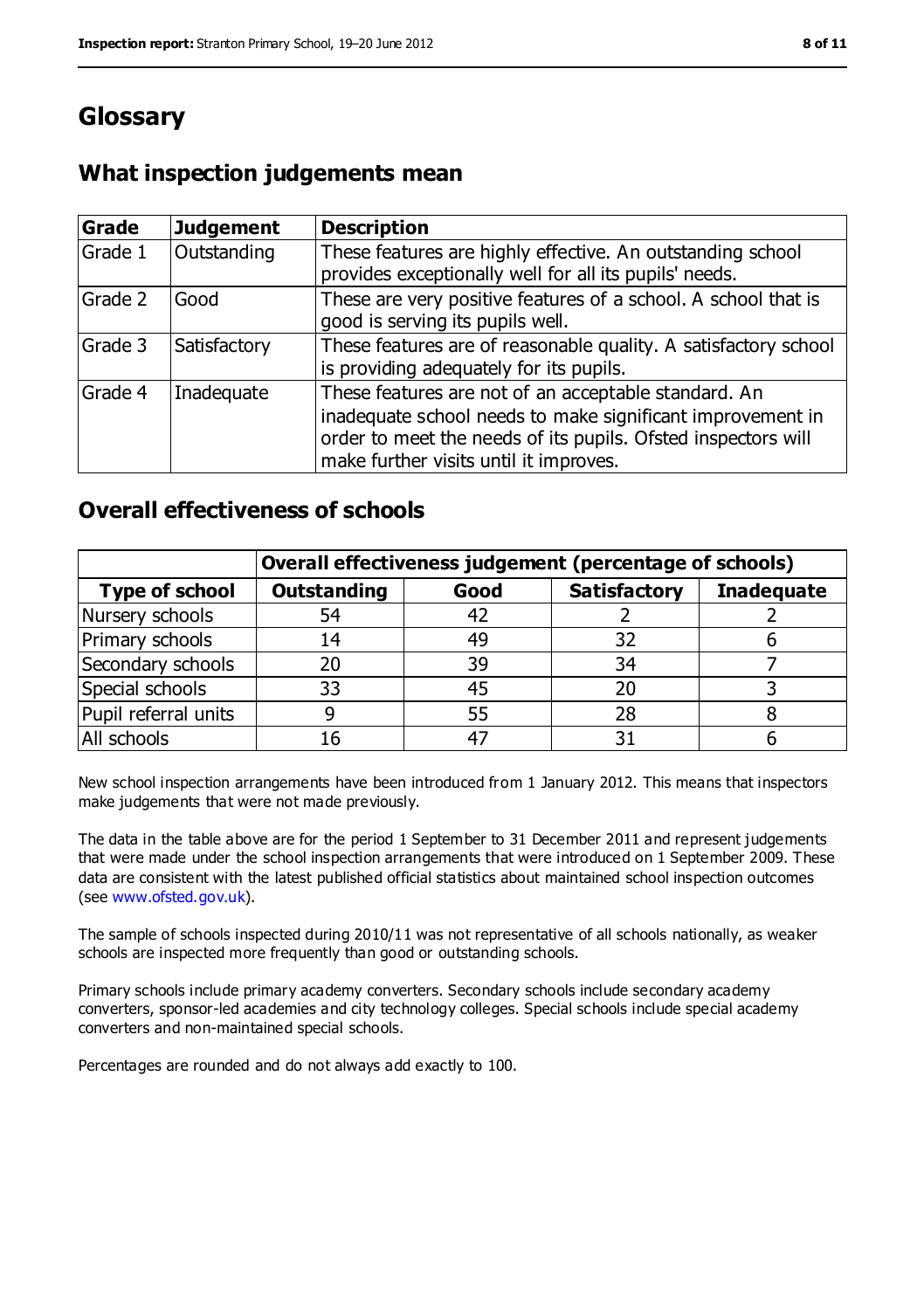# Glossary

## What inspection judgements mean

| Grade | Judgement | Description |
| --- | --- | --- |
| Grade 1 | Outstanding | These features are highly effective. An outstanding school provides exceptionally well for all its pupils' needs. |
| Grade 2 | Good | These are very positive features of a school. A school that is good is serving its pupils well. |
| Grade 3 | Satisfactory | These features are of reasonable quality. A satisfactory school is providing adequately for its pupils. |
| Grade 4 | Inadequate | These features are not of an acceptable standard. An inadequate school needs to make significant improvement in order to meet the needs of its pupils. Ofsted inspectors will make further visits until it improves. |

## Overall effectiveness of schools

| | Overall effectiveness judgement (percentage of schools) | | | |
| --- | --- | --- | --- | --- |
| **Type of school** | **Outstanding** | **Good** | **Satisfactory** | **Inadequate** |
| Nursery schools | 54 | 42 | 2 | 2 |
| Primary schools | 14 | 49 | 32 | 6 |
| Secondary schools | 20 | 39 | 34 | 7 |
| Special schools | 33 | 45 | 20 | 3 |
| Pupil referral units | 9 | 55 | 28 | 8 |
| All schools | 16 | 47 | 31 | 6 |

New school inspection arrangements have been introduced from 1 January 2012. This means that inspectors make judgements that were not made previously.

The data in the table above are for the period 1 September to 31 December 2011 and represent judgements that were made under the school inspection arrangements that were introduced on 1 September 2009. These data are consistent with the latest published official statistics about maintained school inspection outcomes (see www.ofsted.gov.uk).

The sample of schools inspected during 2010/11 was not representative of all schools nationally, as weaker schools are inspected more frequently than good or outstanding schools.

Primary schools include primary academy converters. Secondary schools include secondary academy converters, sponsor-led academies and city technology colleges. Special schools include special academy converters and non-maintained special schools.

Percentages are rounded and do not always add exactly to 100.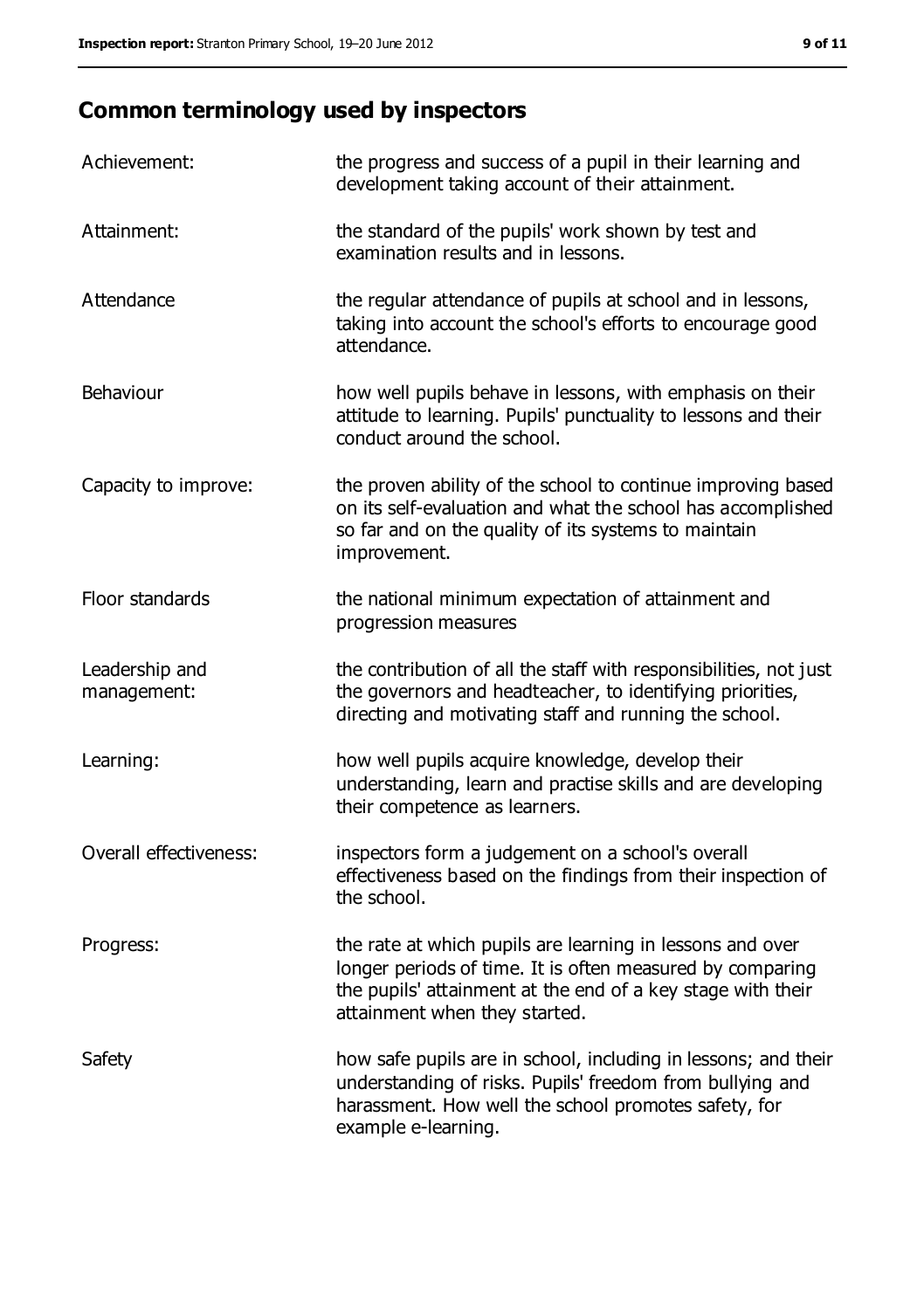## Common terminology used by inspectors

| | |
|---|---|
| Achievement: | the progress and success of a pupil in their learning and development taking account of their attainment. |
| Attainment: | the standard of the pupils' work shown by test and examination results and in lessons. |
| Attendance | the regular attendance of pupils at school and in lessons, taking into account the school's efforts to encourage good attendance. |
| Behaviour | how well pupils behave in lessons, with emphasis on their attitude to learning. Pupils' punctuality to lessons and their conduct around the school. |
| Capacity to improve: | the proven ability of the school to continue improving based on its self-evaluation and what the school has accomplished so far and on the quality of its systems to maintain improvement. |
| Floor standards | the national minimum expectation of attainment and progression measures |
| Leadership and management: | the contribution of all the staff with responsibilities, not just the governors and headteacher, to identifying priorities, directing and motivating staff and running the school. |
| Learning: | how well pupils acquire knowledge, develop their understanding, learn and practise skills and are developing their competence as learners. |
| Overall effectiveness: | inspectors form a judgement on a school's overall effectiveness based on the findings from their inspection of the school. |
| Progress: | the rate at which pupils are learning in lessons and over longer periods of time. It is often measured by comparing the pupils' attainment at the end of a key stage with their attainment when they started. |
| Safety | how safe pupils are in school, including in lessons; and their understanding of risks. Pupils' freedom from bullying and harassment. How well the school promotes safety, for example e-learning. |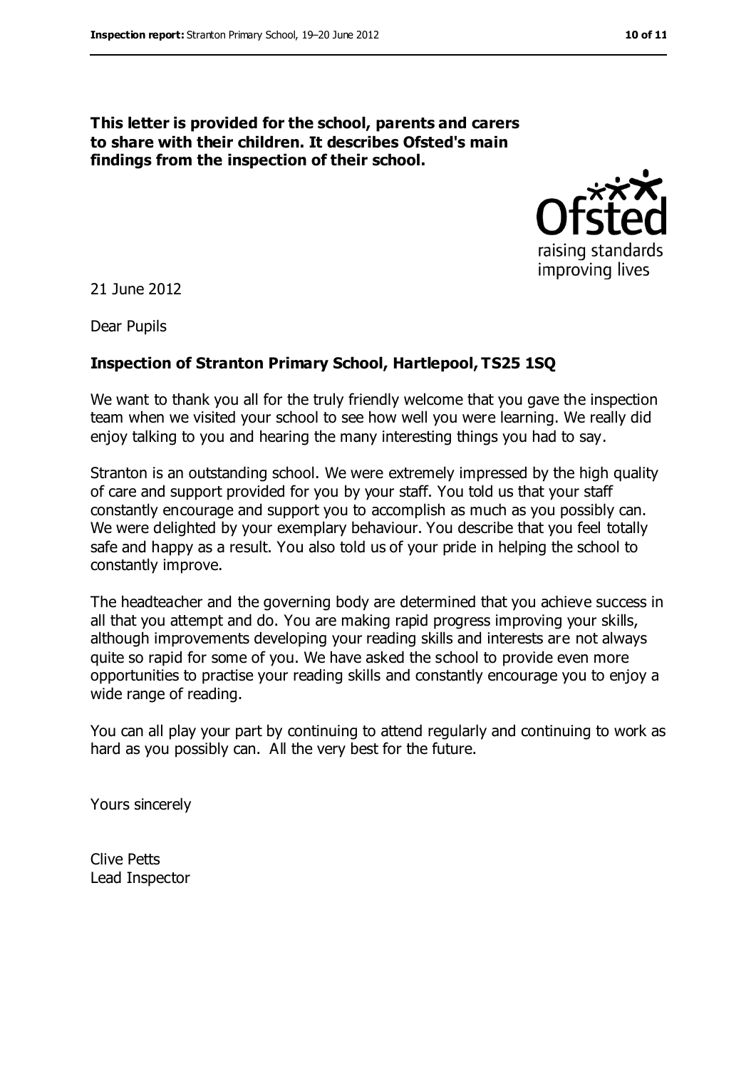**This letter is provided for the school, parents and carers to share with their children. It describes Ofsted's main findings from the inspection of their school.**

21 June 2012

Dear Pupils

**Inspection of Stranton Primary School, Hartlepool, TS25 1SQ**

We want to thank you all for the truly friendly welcome that you gave the inspection team when we visited your school to see how well you were learning. We really did enjoy talking to you and hearing the many interesting things you had to say.

Stranton is an outstanding school. We were extremely impressed by the high quality of care and support provided for you by your staff. You told us that your staff constantly encourage and support you to accomplish as much as you possibly can. We were delighted by your exemplary behaviour. You describe that you feel totally safe and happy as a result. You also told us of your pride in helping the school to constantly improve.

The headteacher and the governing body are determined that you achieve success in all that you attempt and do. You are making rapid progress improving your skills, although improvements developing your reading skills and interests are not always quite so rapid for some of you. We have asked the school to provide even more opportunities to practise your reading skills and constantly encourage you to enjoy a wide range of reading.

You can all play your part by continuing to attend regularly and continuing to work as hard as you possibly can. All the very best for the future.

Yours sincerely

Clive Petts
Lead Inspector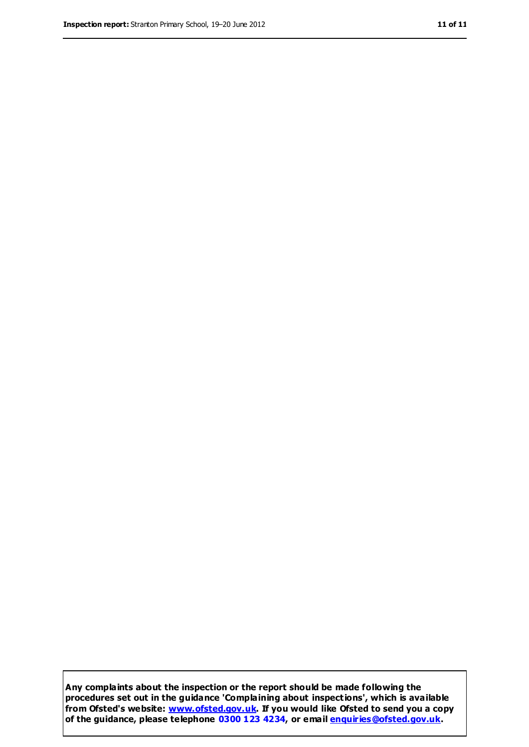**Any complaints about the inspection or the report should be made following the procedures set out in the guidance 'Complaining about inspections', which is available from Ofsted's website: [www.ofsted.gov.uk](http://www.ofsted.gov.uk). If you would like Ofsted to send you a copy of the guidance, please telephone 0300 123 4234, or email [enquiries@ofsted.gov.uk](mailto:enquiries@ofsted.gov.uk).**